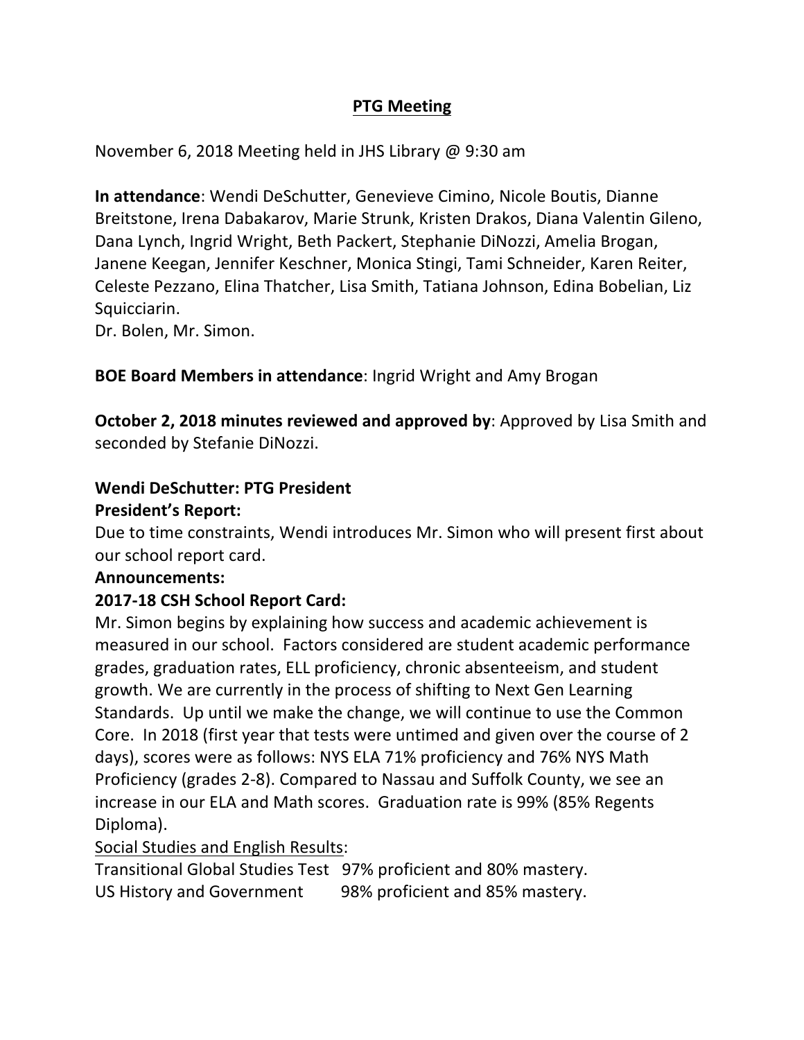# PTG Meeting

November 6, 2018 Meeting held in JHS Library @ 9:30 am

**In attendance**: Wendi DeSchutter, Genevieve Cimino, Nicole Boutis, Dianne Breitstone, Irena Dabakarov, Marie Strunk, Kristen Drakos, Diana Valentin Gileno, Dana Lynch, Ingrid Wright, Beth Packert, Stephanie DiNozzi, Amelia Brogan, Janene Keegan, Jennifer Keschner, Monica Stingi, Tami Schneider, Karen Reiter, Celeste Pezzano, Elina Thatcher, Lisa Smith, Tatiana Johnson, Edina Bobelian, Liz Squicciarin.
Dr. Bolen, Mr. Simon.

**BOE Board Members in attendance**: Ingrid Wright and Amy Brogan

**October 2, 2018 minutes reviewed and approved by**: Approved by Lisa Smith and seconded by Stefanie DiNozzi.

**Wendi DeSchutter: PTG President**

**President's Report:**

Due to time constraints, Wendi introduces Mr. Simon who will present first about our school report card.

**Announcements:**

**2017-18 CSH School Report Card:**

Mr. Simon begins by explaining how success and academic achievement is measured in our school. Factors considered are student academic performance grades, graduation rates, ELL proficiency, chronic absenteeism, and student growth. We are currently in the process of shifting to Next Gen Learning Standards. Up until we make the change, we will continue to use the Common Core. In 2018 (first year that tests were untimed and given over the course of 2 days), scores were as follows: NYS ELA 71% proficiency and 76% NYS Math Proficiency (grades 2-8). Compared to Nassau and Suffolk County, we see an increase in our ELA and Math scores. Graduation rate is 99% (85% Regents Diploma).

Social Studies and English Results:

Transitional Global Studies Test 97% proficient and 80% mastery.
US History and Government 98% proficient and 85% mastery.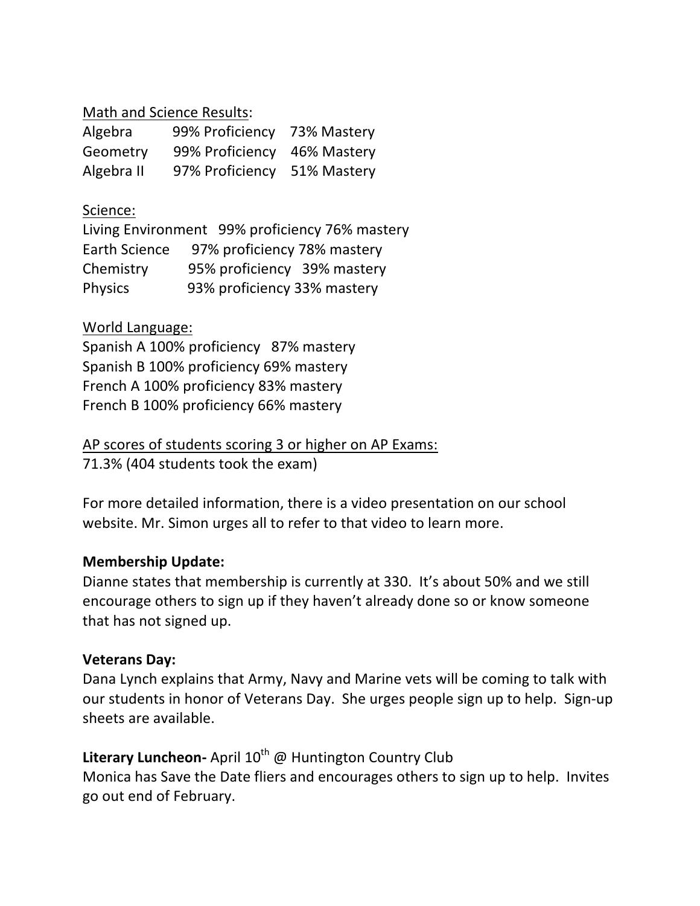Math and Science Results:

| | | |
|---|---|---|
| Algebra | 99% Proficiency | 73% Mastery |
| Geometry | 99% Proficiency | 46% Mastery |
| Algebra II | 97% Proficiency | 51% Mastery |

Science:

| | | |
|---|---|---|
| Living Environment | 99% proficiency | 76% mastery |
| Earth Science | 97% proficiency | 78% mastery |
| Chemistry | 95% proficiency | 39% mastery |
| Physics | 93% proficiency | 33% mastery |

World Language:

Spanish A 100% proficiency 87% mastery
Spanish B 100% proficiency 69% mastery
French A 100% proficiency 83% mastery
French B 100% proficiency 66% mastery

AP scores of students scoring 3 or higher on AP Exams:
71.3% (404 students took the exam)

For more detailed information, there is a video presentation on our school website. Mr. Simon urges all to refer to that video to learn more.

**Membership Update:**
Dianne states that membership is currently at 330. It's about 50% and we still encourage others to sign up if they haven't already done so or know someone that has not signed up.

**Veterans Day:**
Dana Lynch explains that Army, Navy and Marine vets will be coming to talk with our students in honor of Veterans Day. She urges people sign up to help. Sign-up sheets are available.

**Literary Luncheon-** April 10th @ Huntington Country Club
Monica has Save the Date fliers and encourages others to sign up to help. Invites go out end of February.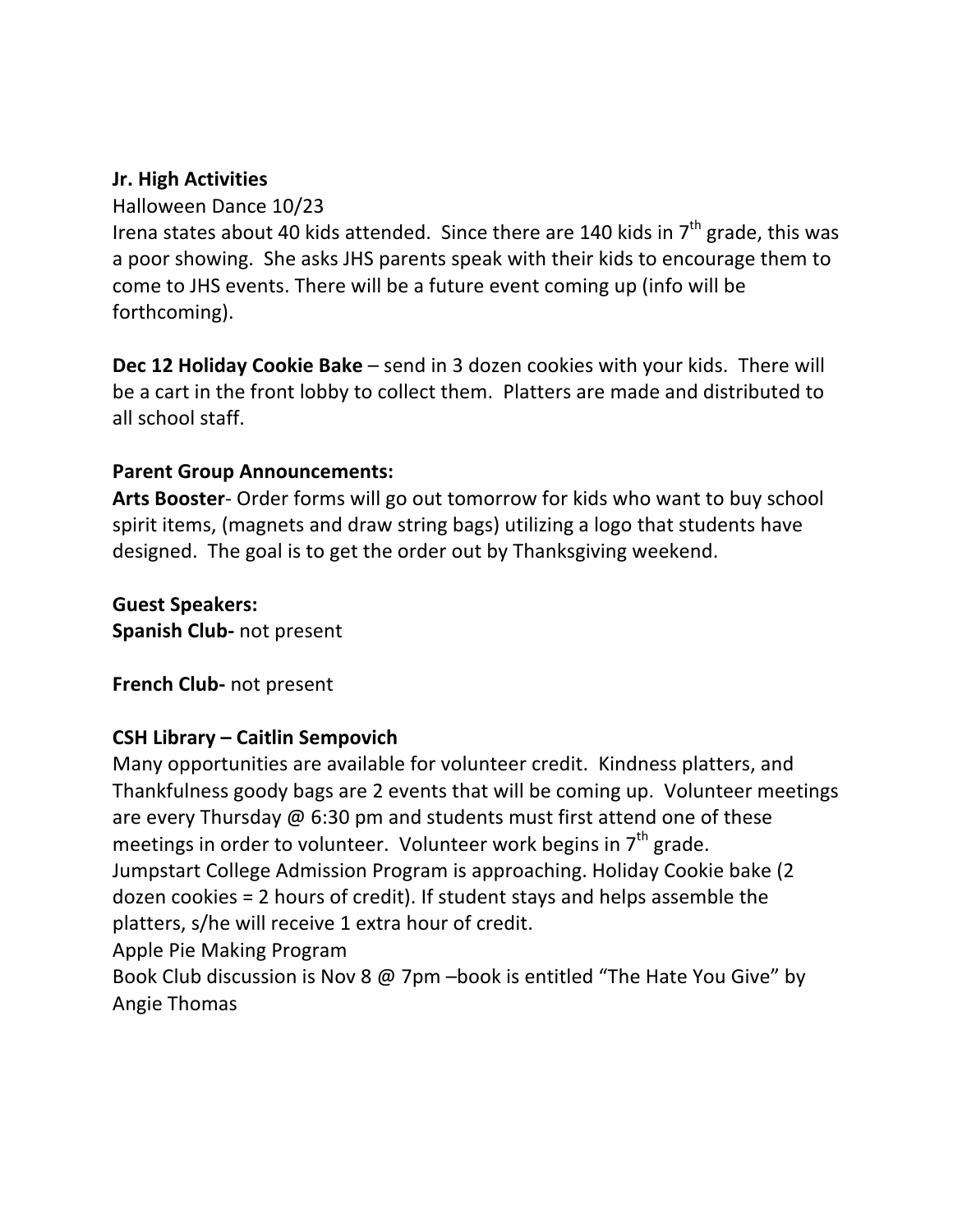**Jr. High Activities**

Halloween Dance 10/23

Irena states about 40 kids attended. Since there are 140 kids in 7th grade, this was a poor showing. She asks JHS parents speak with their kids to encourage them to come to JHS events. There will be a future event coming up (info will be forthcoming).

**Dec 12 Holiday Cookie Bake** – send in 3 dozen cookies with your kids. There will be a cart in the front lobby to collect them. Platters are made and distributed to all school staff.

**Parent Group Announcements:**

**Arts Booster**- Order forms will go out tomorrow for kids who want to buy school spirit items, (magnets and draw string bags) utilizing a logo that students have designed. The goal is to get the order out by Thanksgiving weekend.

**Guest Speakers:**

**Spanish Club-** not present

**French Club-** not present

**CSH Library – Caitlin Sempovich**

Many opportunities are available for volunteer credit. Kindness platters, and Thankfulness goody bags are 2 events that will be coming up. Volunteer meetings are every Thursday @ 6:30 pm and students must first attend one of these meetings in order to volunteer. Volunteer work begins in 7th grade.

Jumpstart College Admission Program is approaching. Holiday Cookie bake (2 dozen cookies = 2 hours of credit). If student stays and helps assemble the platters, s/he will receive 1 extra hour of credit.

Apple Pie Making Program

Book Club discussion is Nov 8 @ 7pm –book is entitled "The Hate You Give" by Angie Thomas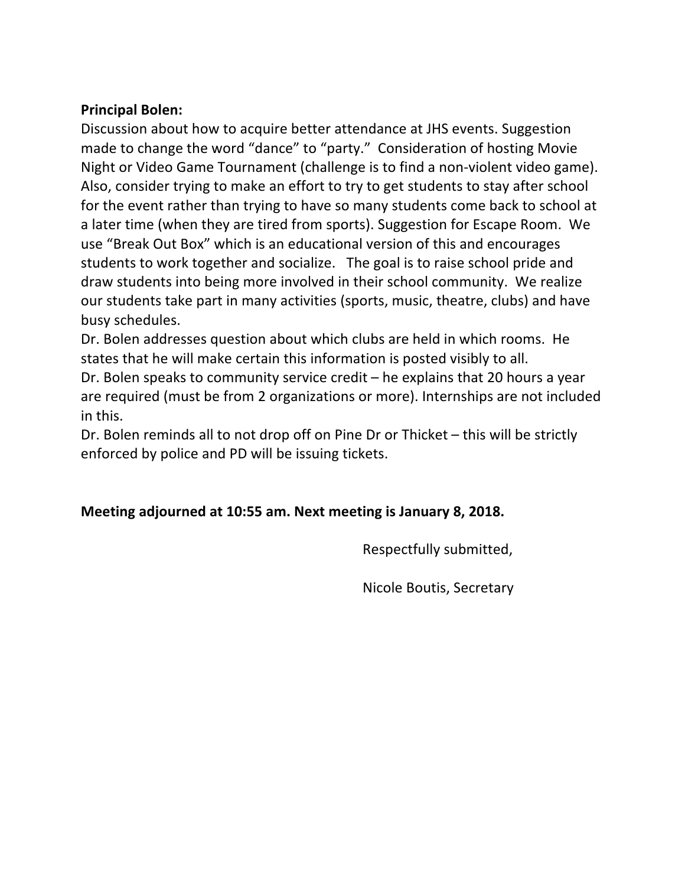**Principal Bolen:**

Discussion about how to acquire better attendance at JHS events. Suggestion made to change the word "dance" to "party." Consideration of hosting Movie Night or Video Game Tournament (challenge is to find a non-violent video game). Also, consider trying to make an effort to try to get students to stay after school for the event rather than trying to have so many students come back to school at a later time (when they are tired from sports). Suggestion for Escape Room. We use "Break Out Box" which is an educational version of this and encourages students to work together and socialize. The goal is to raise school pride and draw students into being more involved in their school community. We realize our students take part in many activities (sports, music, theatre, clubs) and have busy schedules.

Dr. Bolen addresses question about which clubs are held in which rooms. He states that he will make certain this information is posted visibly to all.

Dr. Bolen speaks to community service credit – he explains that 20 hours a year are required (must be from 2 organizations or more). Internships are not included in this.

Dr. Bolen reminds all to not drop off on Pine Dr or Thicket – this will be strictly enforced by police and PD will be issuing tickets.

**Meeting adjourned at 10:55 am. Next meeting is January 8, 2018.**

Respectfully submitted,

Nicole Boutis, Secretary